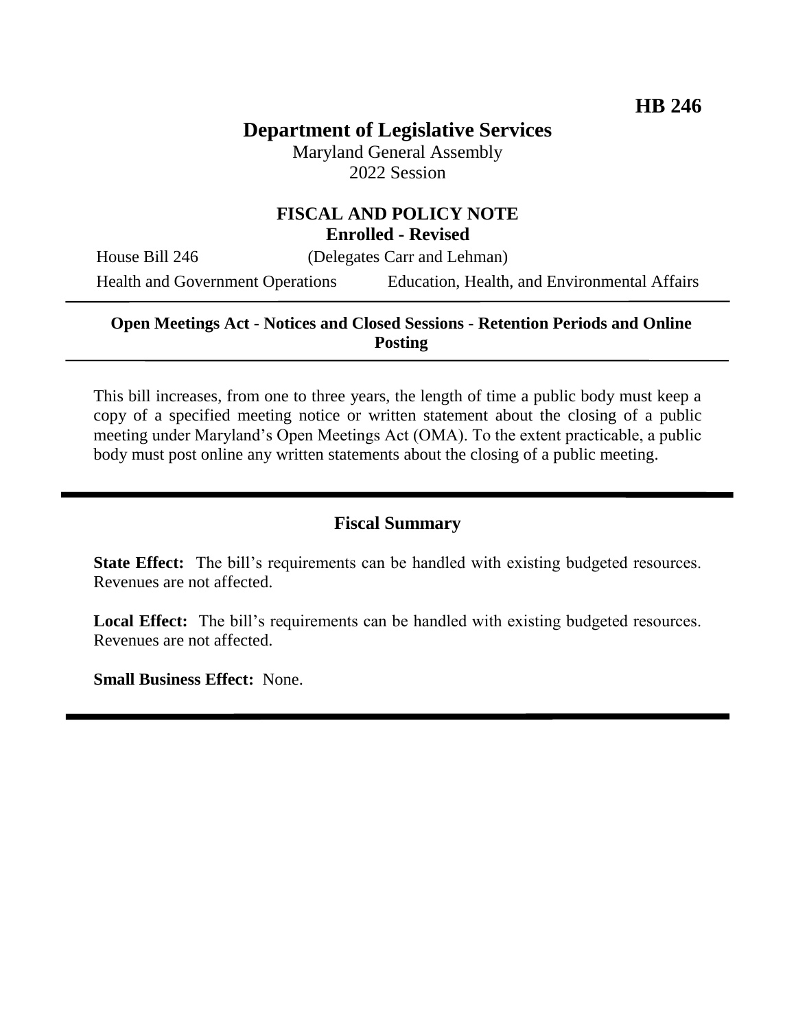**HB 246**

# Department of Legislative Services

Maryland General Assembly
2022 Session

## FISCAL AND POLICY NOTE
**Enrolled - Revised**

House Bill 246 (Delegates Carr and Lehman)

Health and Government Operations Education, Health, and Environmental Affairs

---

**Open Meetings Act - Notices and Closed Sessions - Retention Periods and Online Posting**

---

This bill increases, from one to three years, the length of time a public body must keep a copy of a specified meeting notice or written statement about the closing of a public meeting under Maryland's Open Meetings Act (OMA). To the extent practicable, a public body must post online any written statements about the closing of a public meeting.

---

## Fiscal Summary

**State Effect:** The bill's requirements can be handled with existing budgeted resources. Revenues are not affected.

**Local Effect:** The bill's requirements can be handled with existing budgeted resources. Revenues are not affected.

**Small Business Effect:** None.

---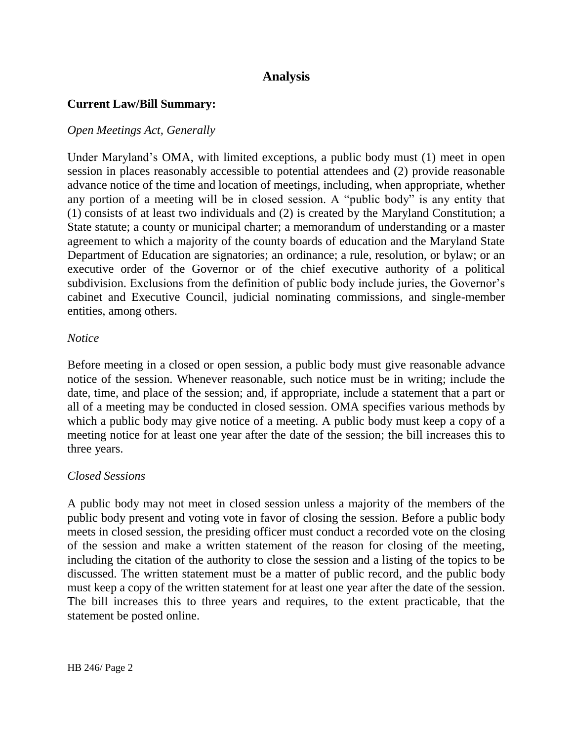## Analysis

**Current Law/Bill Summary:**

*Open Meetings Act, Generally*

Under Maryland's OMA, with limited exceptions, a public body must (1) meet in open session in places reasonably accessible to potential attendees and (2) provide reasonable advance notice of the time and location of meetings, including, when appropriate, whether any portion of a meeting will be in closed session. A "public body" is any entity that (1) consists of at least two individuals and (2) is created by the Maryland Constitution; a State statute; a county or municipal charter; a memorandum of understanding or a master agreement to which a majority of the county boards of education and the Maryland State Department of Education are signatories; an ordinance; a rule, resolution, or bylaw; or an executive order of the Governor or of the chief executive authority of a political subdivision. Exclusions from the definition of public body include juries, the Governor's cabinet and Executive Council, judicial nominating commissions, and single-member entities, among others.

*Notice*

Before meeting in a closed or open session, a public body must give reasonable advance notice of the session. Whenever reasonable, such notice must be in writing; include the date, time, and place of the session; and, if appropriate, include a statement that a part or all of a meeting may be conducted in closed session. OMA specifies various methods by which a public body may give notice of a meeting. A public body must keep a copy of a meeting notice for at least one year after the date of the session; the bill increases this to three years.

*Closed Sessions*

A public body may not meet in closed session unless a majority of the members of the public body present and voting vote in favor of closing the session. Before a public body meets in closed session, the presiding officer must conduct a recorded vote on the closing of the session and make a written statement of the reason for closing of the meeting, including the citation of the authority to close the session and a listing of the topics to be discussed. The written statement must be a matter of public record, and the public body must keep a copy of the written statement for at least one year after the date of the session. The bill increases this to three years and requires, to the extent practicable, that the statement be posted online.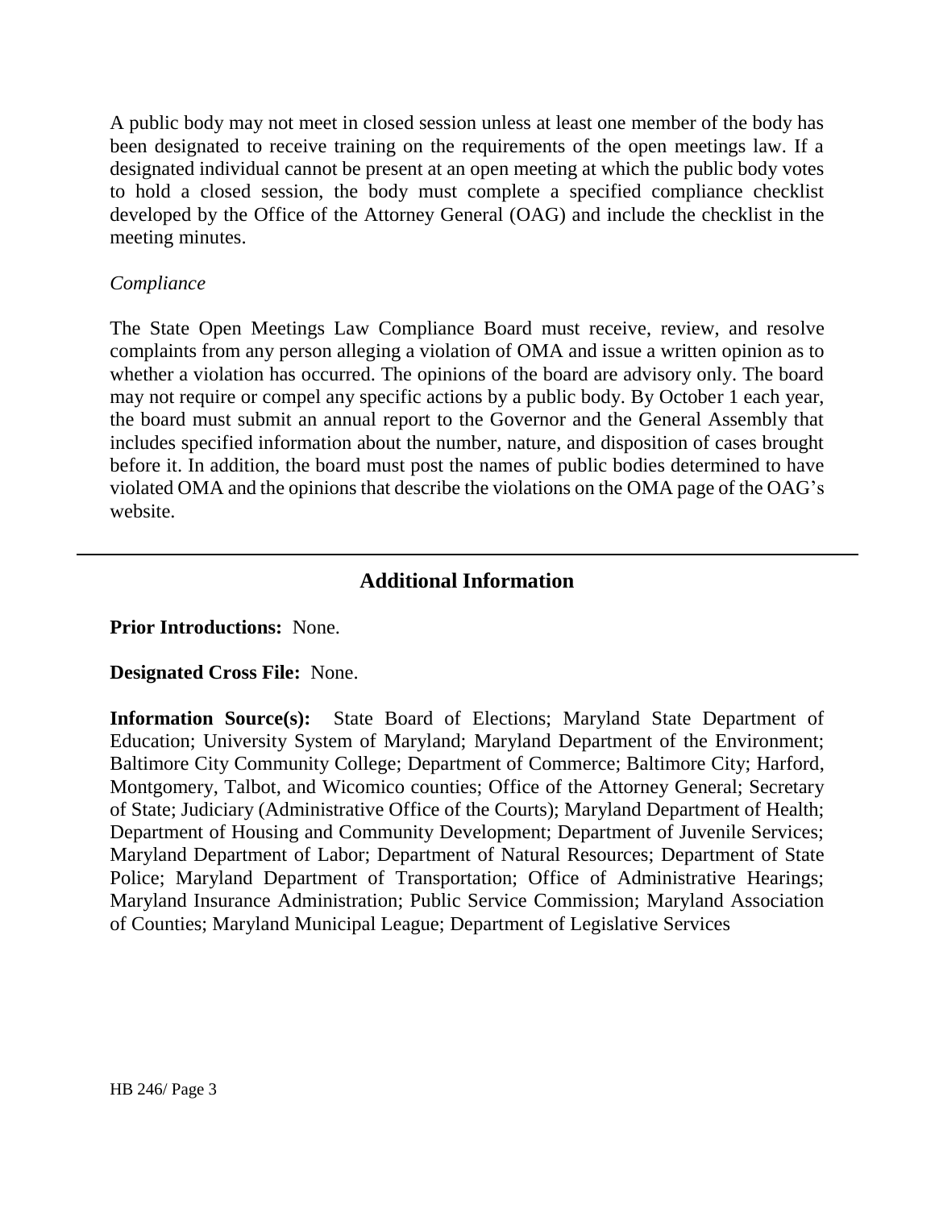A public body may not meet in closed session unless at least one member of the body has been designated to receive training on the requirements of the open meetings law. If a designated individual cannot be present at an open meeting at which the public body votes to hold a closed session, the body must complete a specified compliance checklist developed by the Office of the Attorney General (OAG) and include the checklist in the meeting minutes.

*Compliance*

The State Open Meetings Law Compliance Board must receive, review, and resolve complaints from any person alleging a violation of OMA and issue a written opinion as to whether a violation has occurred. The opinions of the board are advisory only. The board may not require or compel any specific actions by a public body. By October 1 each year, the board must submit an annual report to the Governor and the General Assembly that includes specified information about the number, nature, and disposition of cases brought before it. In addition, the board must post the names of public bodies determined to have violated OMA and the opinions that describe the violations on the OMA page of the OAG's website.

---

## Additional Information

**Prior Introductions:** None.

**Designated Cross File:** None.

**Information Source(s):** State Board of Elections; Maryland State Department of Education; University System of Maryland; Maryland Department of the Environment; Baltimore City Community College; Department of Commerce; Baltimore City; Harford, Montgomery, Talbot, and Wicomico counties; Office of the Attorney General; Secretary of State; Judiciary (Administrative Office of the Courts); Maryland Department of Health; Department of Housing and Community Development; Department of Juvenile Services; Maryland Department of Labor; Department of Natural Resources; Department of State Police; Maryland Department of Transportation; Office of Administrative Hearings; Maryland Insurance Administration; Public Service Commission; Maryland Association of Counties; Maryland Municipal League; Department of Legislative Services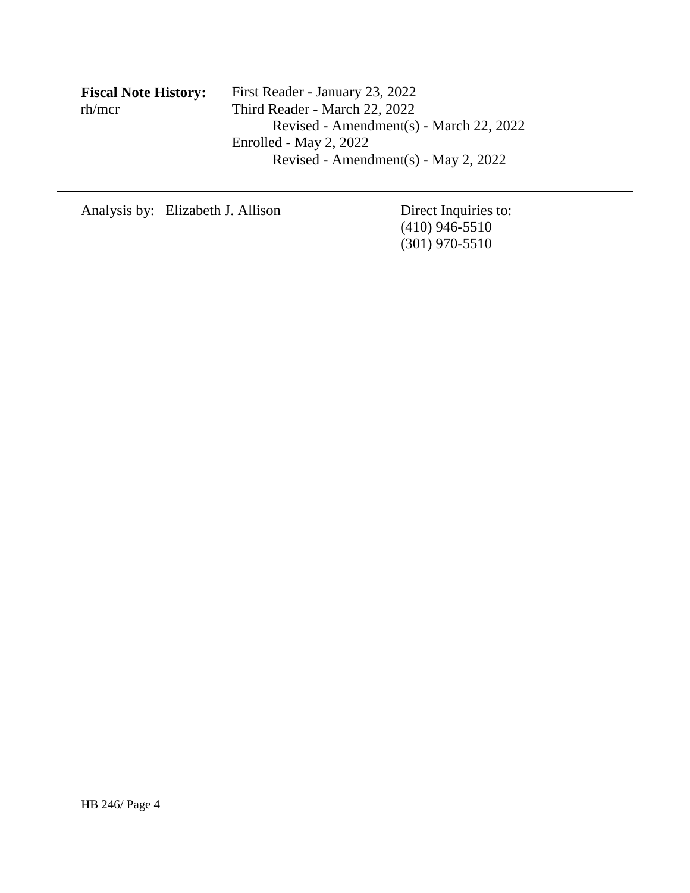| | |
|---|---|
| **Fiscal Note History:** | First Reader - January 23, 2022 |
| rh/mcr | Third Reader - March 22, 2022 |
| | Revised - Amendment(s) - March 22, 2022 |
| | Enrolled - May 2, 2022 |
| | Revised - Amendment(s) - May 2, 2022 |

---

Analysis by: Elizabeth J. Allison

Direct Inquiries to:
(410) 946-5510
(301) 970-5510